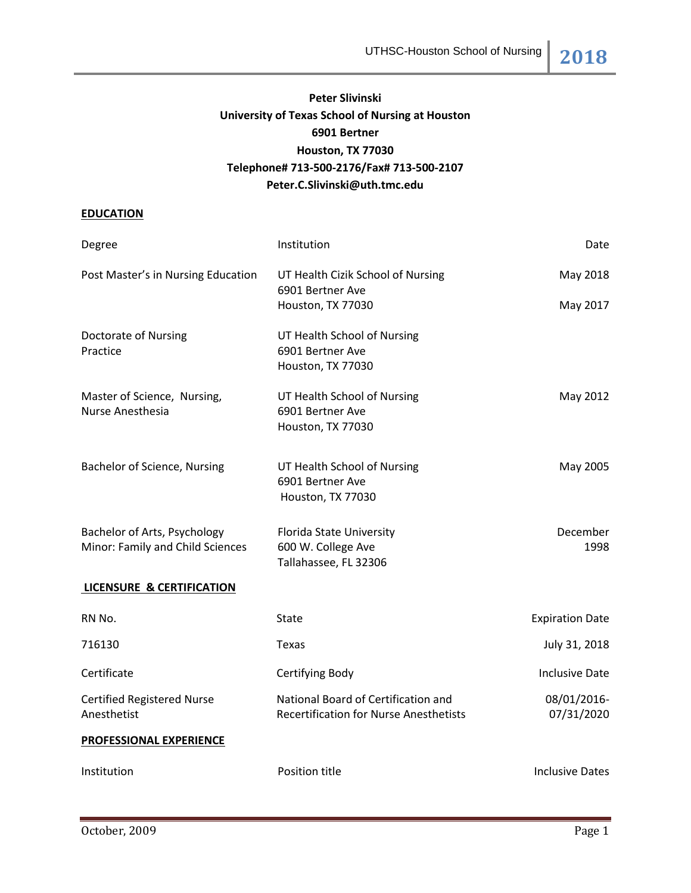**Peter Slivinski**
**University of Texas School of Nursing at Houston**
**6901 Bertner**
**Houston, TX 77030**
**Telephone# 713-500-2176/Fax# 713-500-2107**
**Peter.C.Slivinski@uth.tmc.edu**

## EDUCATION

| Degree | Institution | Date |
|---|---|---|
| Post Master's in Nursing Education | UT Health Cizik School of Nursing<br>6901 Bertner Ave<br>Houston, TX 77030 | May 2018<br><br>May 2017 |
| Doctorate of Nursing Practice | UT Health School of Nursing<br>6901 Bertner Ave<br>Houston, TX 77030 | |
| Master of Science, Nursing, Nurse Anesthesia | UT Health School of Nursing<br>6901 Bertner Ave<br>Houston, TX 77030 | May 2012 |
| Bachelor of Science, Nursing | UT Health School of Nursing<br>6901 Bertner Ave<br>Houston, TX 77030 | May 2005 |
| Bachelor of Arts, Psychology<br>Minor: Family and Child Sciences | Florida State University<br>600 W. College Ave<br>Tallahassee, FL 32306 | December 1998 |

## LICENSURE & CERTIFICATION

| RN No. | State | Expiration Date |
|---|---|---|
| 716130 | Texas | July 31, 2018 |

| Certificate | Certifying Body | Inclusive Date |
|---|---|---|
| Certified Registered Nurse Anesthetist | National Board of Certification and Recertification for Nurse Anesthetists | 08/01/2016-07/31/2020 |

## PROFESSIONAL EXPERIENCE

| Institution | Position title | Inclusive Dates |
|---|---|---|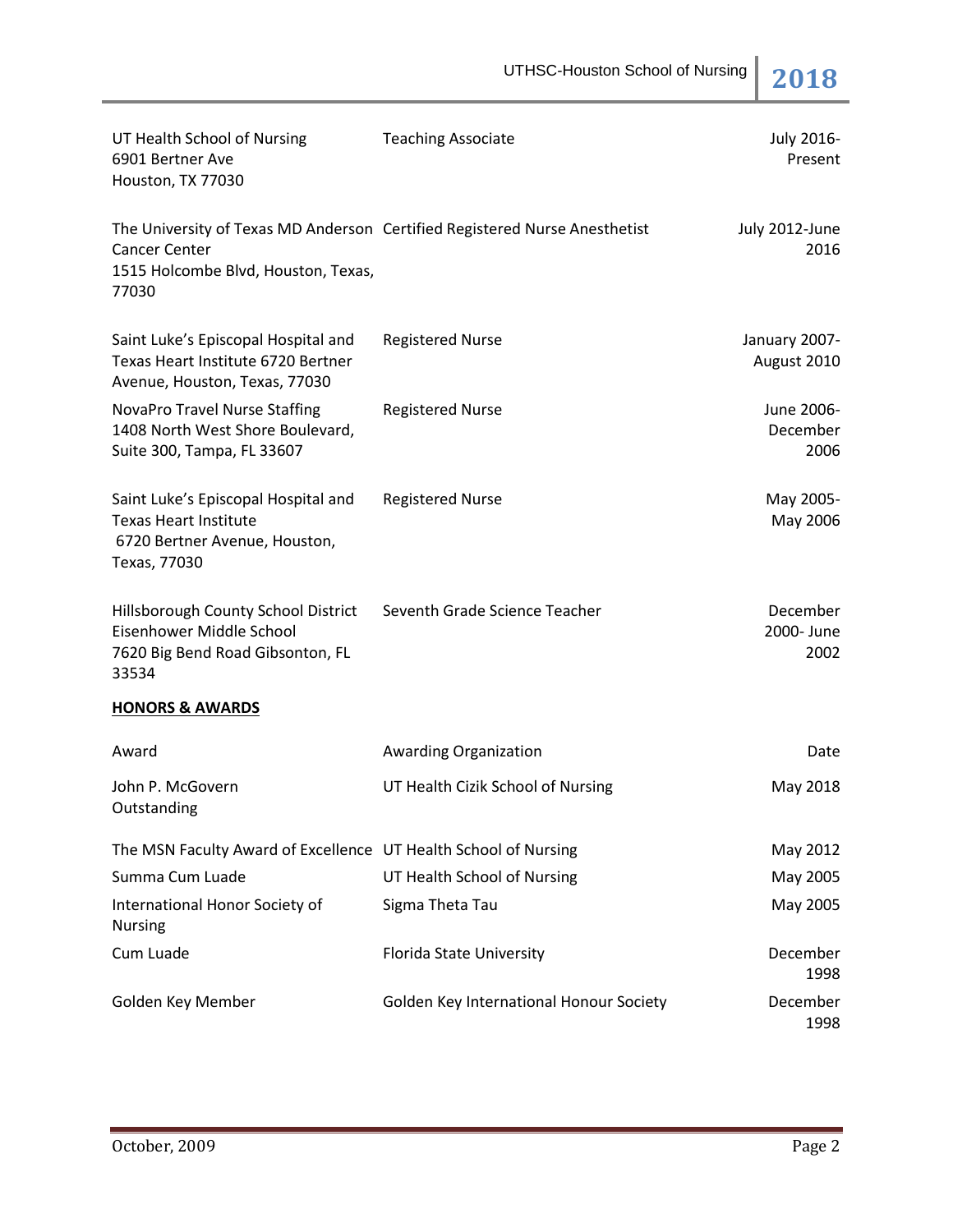| | | |
|---|---|---|
| UT Health School of Nursing<br>6901 Bertner Ave<br>Houston, TX 77030 | Teaching Associate | July 2016-Present |
| The University of Texas MD Anderson Cancer Center<br>1515 Holcombe Blvd, Houston, Texas, 77030 | Certified Registered Nurse Anesthetist | July 2012-June 2016 |
| Saint Luke's Episcopal Hospital and Texas Heart Institute 6720 Bertner Avenue, Houston, Texas, 77030 | Registered Nurse | January 2007-August 2010 |
| NovaPro Travel Nurse Staffing<br>1408 North West Shore Boulevard, Suite 300, Tampa, FL 33607 | Registered Nurse | June 2006-December 2006 |
| Saint Luke's Episcopal Hospital and Texas Heart Institute<br>6720 Bertner Avenue, Houston, Texas, 77030 | Registered Nurse | May 2005-May 2006 |
| Hillsborough County School District Eisenhower Middle School<br>7620 Big Bend Road Gibsonton, FL 33534 | Seventh Grade Science Teacher | December 2000- June 2002 |

**HONORS & AWARDS**

| Award | Awarding Organization | Date |
|---|---|---|
| John P. McGovern Outstanding | UT Health Cizik School of Nursing | May 2018 |
| The MSN Faculty Award of Excellence | UT Health School of Nursing | May 2012 |
| Summa Cum Luade | UT Health School of Nursing | May 2005 |
| International Honor Society of Nursing | Sigma Theta Tau | May 2005 |
| Cum Luade | Florida State University | December 1998 |
| Golden Key Member | Golden Key International Honour Society | December 1998 |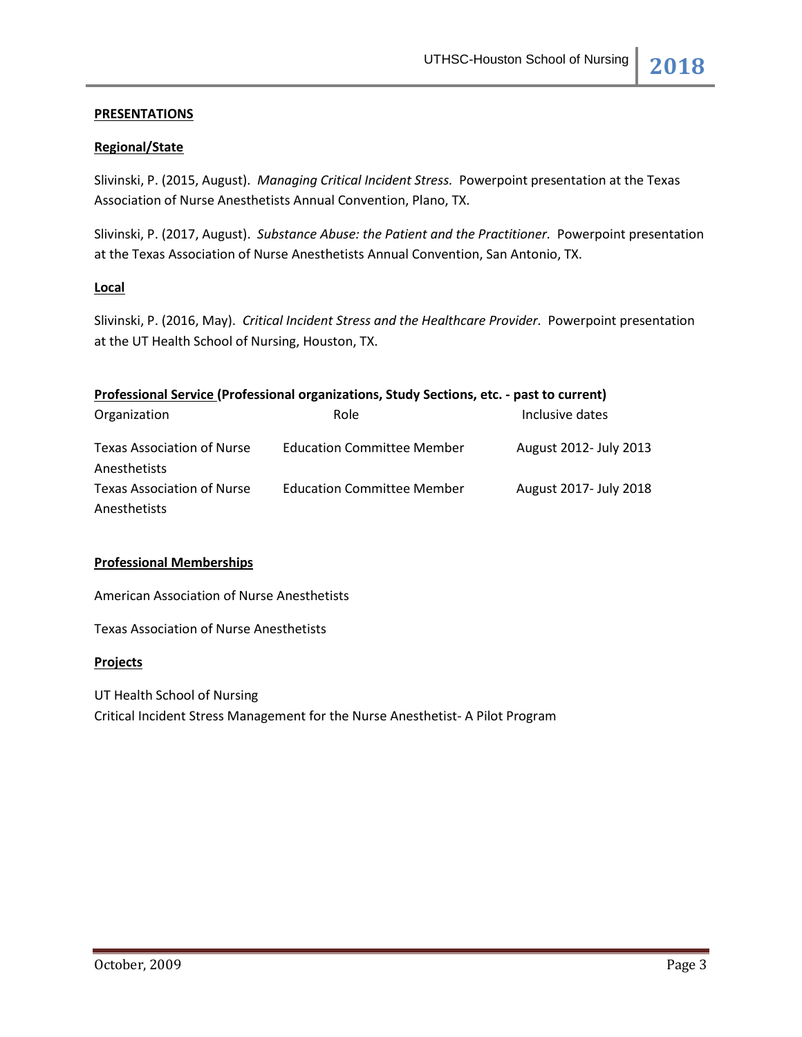## PRESENTATIONS

### Regional/State

Slivinski, P. (2015, August). *Managing Critical Incident Stress.* Powerpoint presentation at the Texas Association of Nurse Anesthetists Annual Convention, Plano, TX.

Slivinski, P. (2017, August). *Substance Abuse: the Patient and the Practitioner.* Powerpoint presentation at the Texas Association of Nurse Anesthetists Annual Convention, San Antonio, TX.

### Local

Slivinski, P. (2016, May). *Critical Incident Stress and the Healthcare Provider.* Powerpoint presentation at the UT Health School of Nursing, Houston, TX.

## Professional Service (Professional organizations, Study Sections, etc. - past to current)

| Organization | Role | Inclusive dates |
|---|---|---|
| Texas Association of Nurse Anesthetists | Education Committee Member | August 2012- July 2013 |
| Texas Association of Nurse Anesthetists | Education Committee Member | August 2017- July 2018 |

## Professional Memberships

American Association of Nurse Anesthetists

Texas Association of Nurse Anesthetists

## Projects

UT Health School of Nursing
Critical Incident Stress Management for the Nurse Anesthetist- A Pilot Program